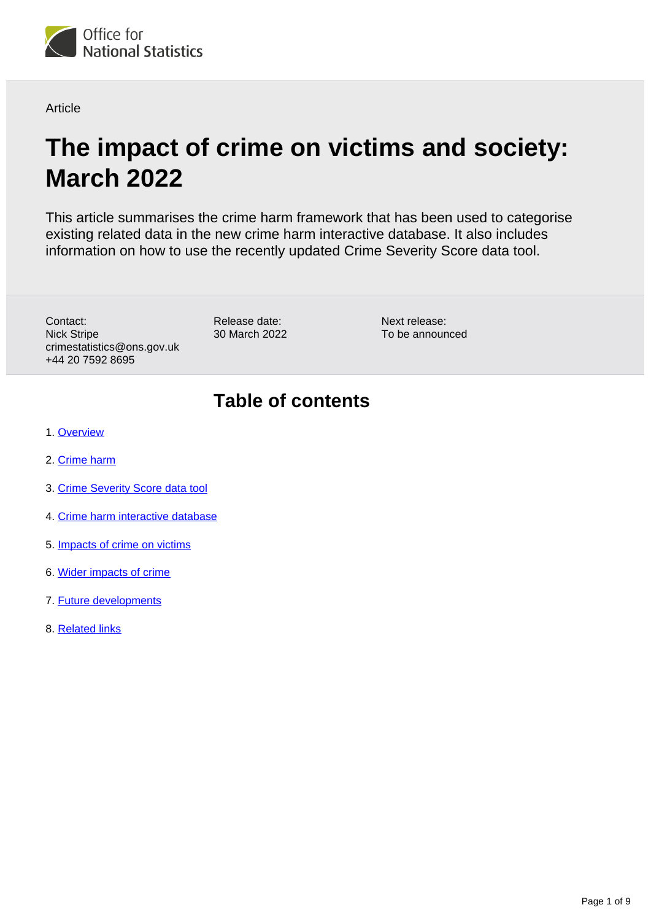Office for National Statistics

Article

# The impact of crime on victims and society: March 2022

This article summarises the crime harm framework that has been used to categorise existing related data in the new crime harm interactive database. It also includes information on how to use the recently updated Crime Severity Score data tool.

Contact:
Nick Stripe
crimestatistics@ons.gov.uk
+44 20 7592 8695

Release date:
30 March 2022

Next release:
To be announced

## Table of contents

1. Overview
2. Crime harm
3. Crime Severity Score data tool
4. Crime harm interactive database
5. Impacts of crime on victims
6. Wider impacts of crime
7. Future developments
8. Related links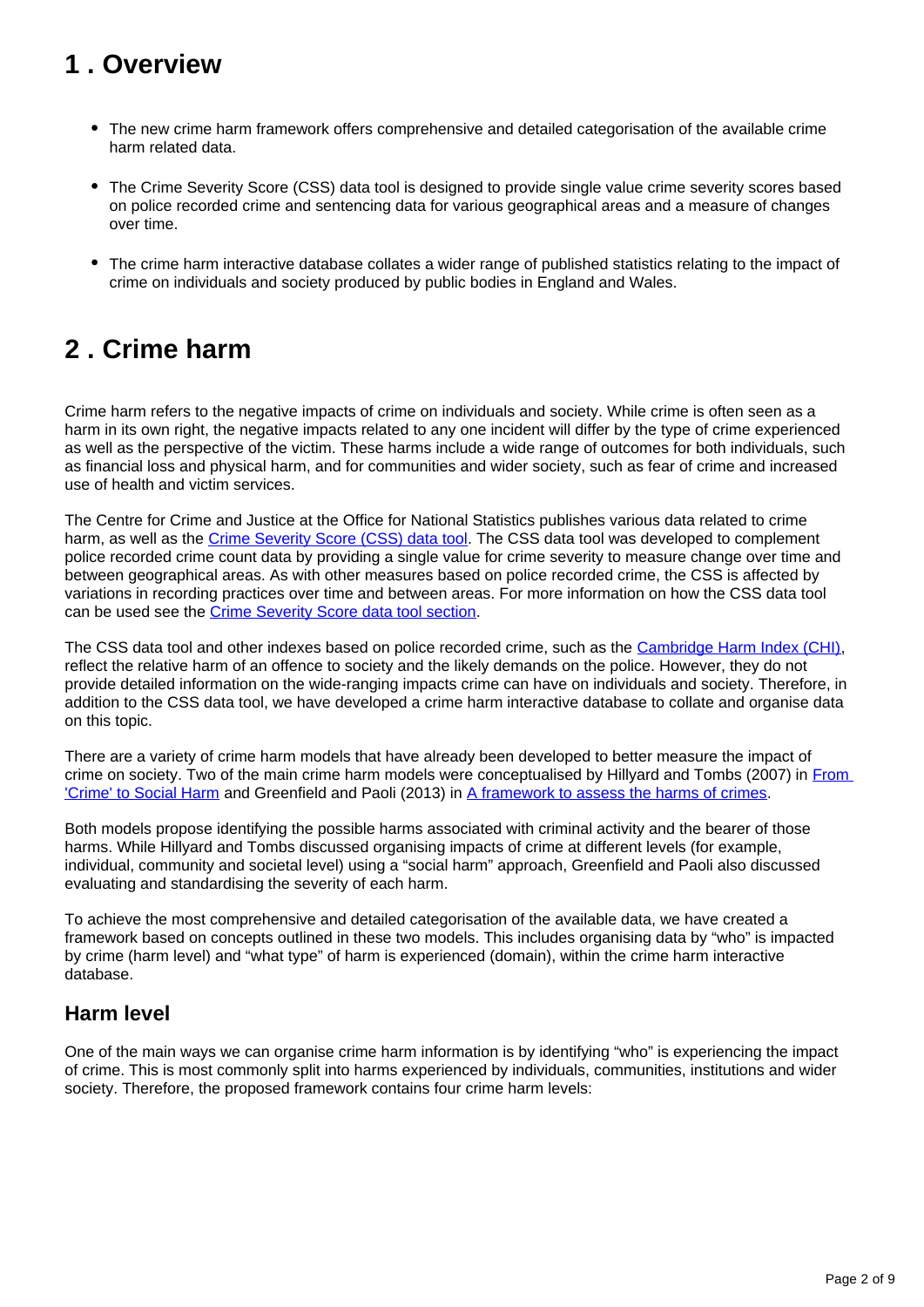## 1 . Overview

- The new crime harm framework offers comprehensive and detailed categorisation of the available crime harm related data.
- The Crime Severity Score (CSS) data tool is designed to provide single value crime severity scores based on police recorded crime and sentencing data for various geographical areas and a measure of changes over time.
- The crime harm interactive database collates a wider range of published statistics relating to the impact of crime on individuals and society produced by public bodies in England and Wales.

## 2 . Crime harm

Crime harm refers to the negative impacts of crime on individuals and society. While crime is often seen as a harm in its own right, the negative impacts related to any one incident will differ by the type of crime experienced as well as the perspective of the victim. These harms include a wide range of outcomes for both individuals, such as financial loss and physical harm, and for communities and wider society, such as fear of crime and increased use of health and victim services.

The Centre for Crime and Justice at the Office for National Statistics publishes various data related to crime harm, as well as the Crime Severity Score (CSS) data tool. The CSS data tool was developed to complement police recorded crime count data by providing a single value for crime severity to measure change over time and between geographical areas. As with other measures based on police recorded crime, the CSS is affected by variations in recording practices over time and between areas. For more information on how the CSS data tool can be used see the Crime Severity Score data tool section.

The CSS data tool and other indexes based on police recorded crime, such as the Cambridge Harm Index (CHI), reflect the relative harm of an offence to society and the likely demands on the police. However, they do not provide detailed information on the wide-ranging impacts crime can have on individuals and society. Therefore, in addition to the CSS data tool, we have developed a crime harm interactive database to collate and organise data on this topic.

There are a variety of crime harm models that have already been developed to better measure the impact of crime on society. Two of the main crime harm models were conceptualised by Hillyard and Tombs (2007) in From 'Crime' to Social Harm and Greenfield and Paoli (2013) in A framework to assess the harms of crimes.

Both models propose identifying the possible harms associated with criminal activity and the bearer of those harms. While Hillyard and Tombs discussed organising impacts of crime at different levels (for example, individual, community and societal level) using a "social harm" approach, Greenfield and Paoli also discussed evaluating and standardising the severity of each harm.

To achieve the most comprehensive and detailed categorisation of the available data, we have created a framework based on concepts outlined in these two models. This includes organising data by "who" is impacted by crime (harm level) and "what type" of harm is experienced (domain), within the crime harm interactive database.

### Harm level

One of the main ways we can organise crime harm information is by identifying "who" is experiencing the impact of crime. This is most commonly split into harms experienced by individuals, communities, institutions and wider society. Therefore, the proposed framework contains four crime harm levels: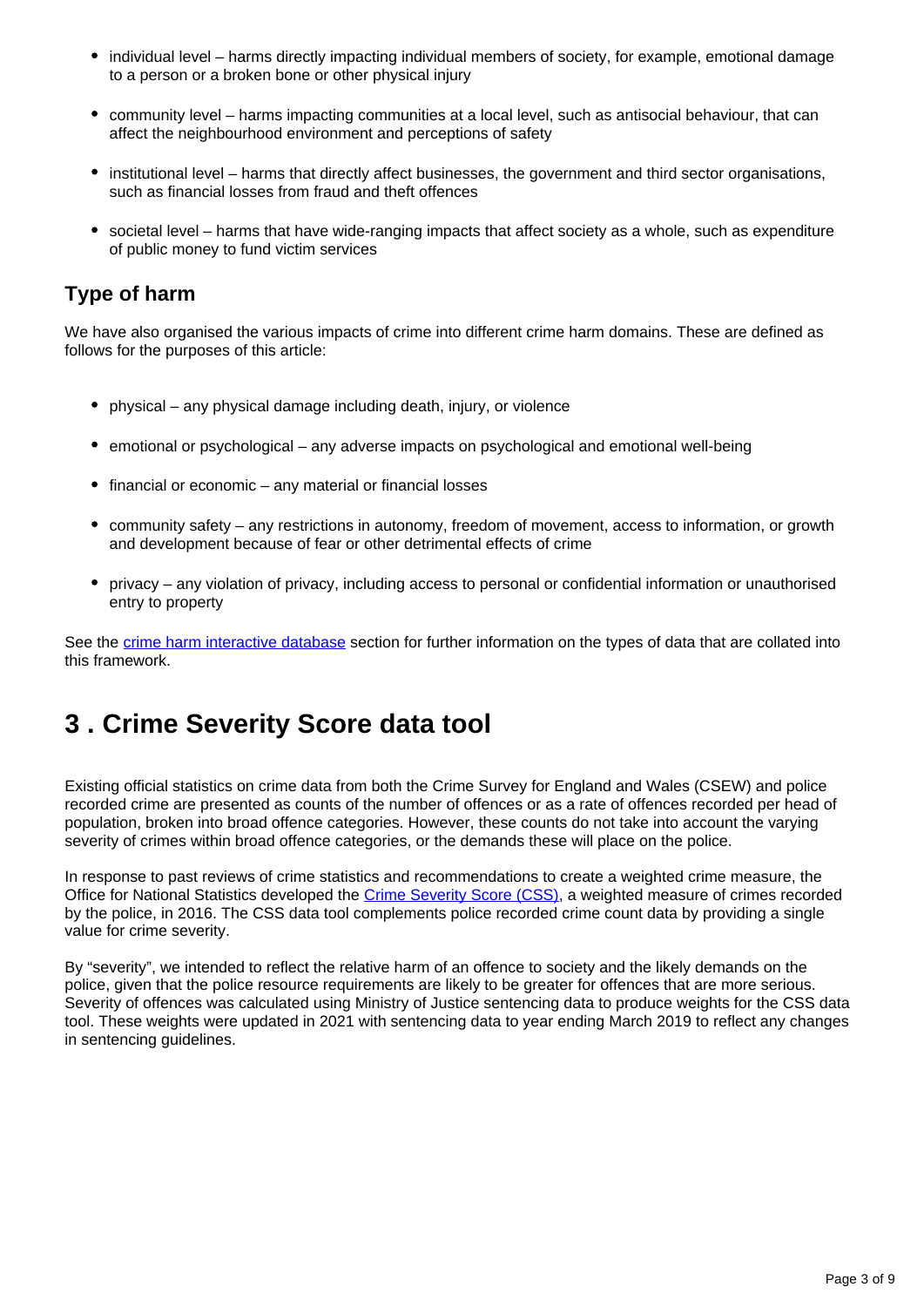- individual level – harms directly impacting individual members of society, for example, emotional damage to a person or a broken bone or other physical injury
- community level – harms impacting communities at a local level, such as antisocial behaviour, that can affect the neighbourhood environment and perceptions of safety
- institutional level – harms that directly affect businesses, the government and third sector organisations, such as financial losses from fraud and theft offences
- societal level – harms that have wide-ranging impacts that affect society as a whole, such as expenditure of public money to fund victim services

### Type of harm

We have also organised the various impacts of crime into different crime harm domains. These are defined as follows for the purposes of this article:

- physical – any physical damage including death, injury, or violence
- emotional or psychological – any adverse impacts on psychological and emotional well-being
- financial or economic – any material or financial losses
- community safety – any restrictions in autonomy, freedom of movement, access to information, or growth and development because of fear or other detrimental effects of crime
- privacy – any violation of privacy, including access to personal or confidential information or unauthorised entry to property

See the crime harm interactive database section for further information on the types of data that are collated into this framework.

## 3 . Crime Severity Score data tool

Existing official statistics on crime data from both the Crime Survey for England and Wales (CSEW) and police recorded crime are presented as counts of the number of offences or as a rate of offences recorded per head of population, broken into broad offence categories. However, these counts do not take into account the varying severity of crimes within broad offence categories, or the demands these will place on the police.

In response to past reviews of crime statistics and recommendations to create a weighted crime measure, the Office for National Statistics developed the Crime Severity Score (CSS), a weighted measure of crimes recorded by the police, in 2016. The CSS data tool complements police recorded crime count data by providing a single value for crime severity.

By "severity", we intended to reflect the relative harm of an offence to society and the likely demands on the police, given that the police resource requirements are likely to be greater for offences that are more serious. Severity of offences was calculated using Ministry of Justice sentencing data to produce weights for the CSS data tool. These weights were updated in 2021 with sentencing data to year ending March 2019 to reflect any changes in sentencing guidelines.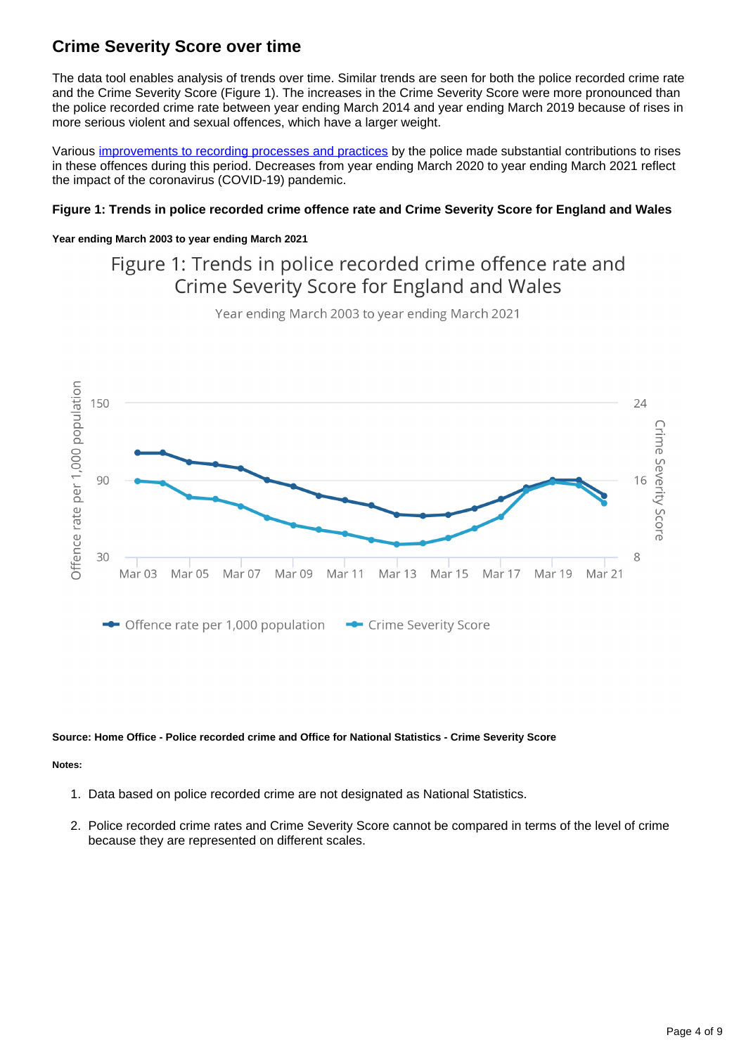## Crime Severity Score over time

The data tool enables analysis of trends over time. Similar trends are seen for both the police recorded crime rate and the Crime Severity Score (Figure 1). The increases in the Crime Severity Score were more pronounced than the police recorded crime rate between year ending March 2014 and year ending March 2019 because of rises in more serious violent and sexual offences, which have a larger weight.

Various [improvements to recording processes and practices](#) by the police made substantial contributions to rises in these offences during this period. Decreases from year ending March 2020 to year ending March 2021 reflect the impact of the coronavirus (COVID-19) pandemic.

#### Figure 1: Trends in police recorded crime offence rate and Crime Severity Score for England and Wales

##### Year ending March 2003 to year ending March 2021

**Source: Home Office - Police recorded crime and Office for National Statistics - Crime Severity Score**

**Notes:**

1. Data based on police recorded crime are not designated as National Statistics.
2. Police recorded crime rates and Crime Severity Score cannot be compared in terms of the level of crime because they are represented on different scales.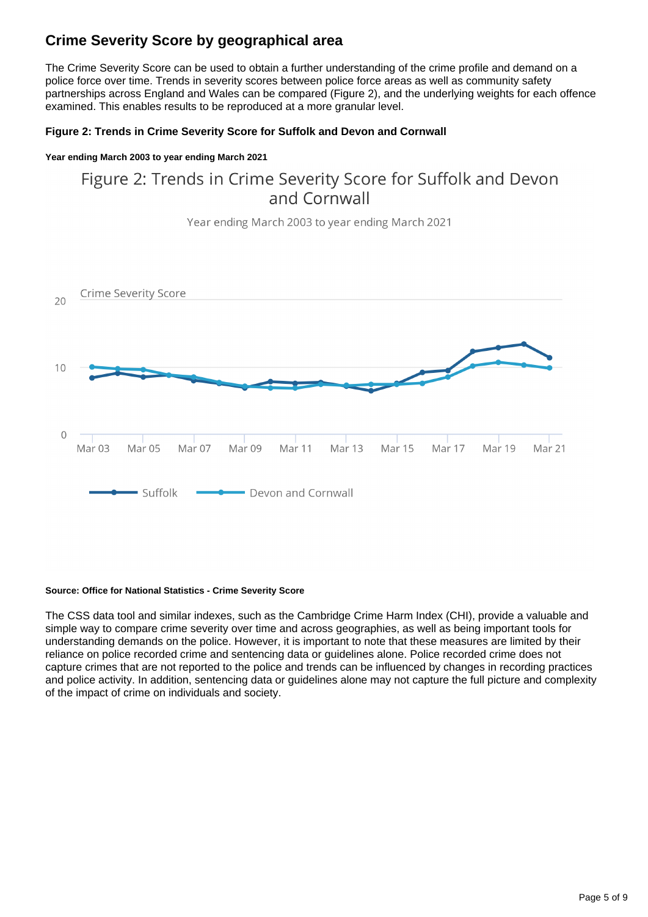## Crime Severity Score by geographical area

The Crime Severity Score can be used to obtain a further understanding of the crime profile and demand on a police force over time. Trends in severity scores between police force areas as well as community safety partnerships across England and Wales can be compared (Figure 2), and the underlying weights for each offence examined. This enables results to be reproduced at a more granular level.

#### Figure 2: Trends in Crime Severity Score for Suffolk and Devon and Cornwall

##### Year ending March 2003 to year ending March 2021

Figure 2: Trends in Crime Severity Score for Suffolk and Devon and Cornwall

Year ending March 2003 to year ending March 2021

Crime Severity Score

Suffolk — Devon and Cornwall

**Source: Office for National Statistics - Crime Severity Score**

The CSS data tool and similar indexes, such as the Cambridge Crime Harm Index (CHI), provide a valuable and simple way to compare crime severity over time and across geographies, as well as being important tools for understanding demands on the police. However, it is important to note that these measures are limited by their reliance on police recorded crime and sentencing data or guidelines alone. Police recorded crime does not capture crimes that are not reported to the police and trends can be influenced by changes in recording practices and police activity. In addition, sentencing data or guidelines alone may not capture the full picture and complexity of the impact of crime on individuals and society.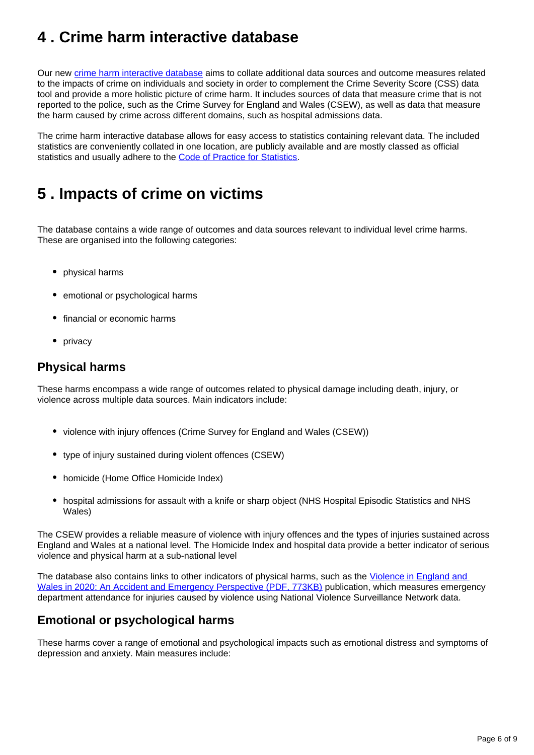## 4 . Crime harm interactive database

Our new crime harm interactive database aims to collate additional data sources and outcome measures related to the impacts of crime on individuals and society in order to complement the Crime Severity Score (CSS) data tool and provide a more holistic picture of crime harm. It includes sources of data that measure crime that is not reported to the police, such as the Crime Survey for England and Wales (CSEW), as well as data that measure the harm caused by crime across different domains, such as hospital admissions data.

The crime harm interactive database allows for easy access to statistics containing relevant data. The included statistics are conveniently collated in one location, are publicly available and are mostly classed as official statistics and usually adhere to the Code of Practice for Statistics.

## 5 . Impacts of crime on victims

The database contains a wide range of outcomes and data sources relevant to individual level crime harms. These are organised into the following categories:

- physical harms
- emotional or psychological harms
- financial or economic harms
- privacy

### Physical harms

These harms encompass a wide range of outcomes related to physical damage including death, injury, or violence across multiple data sources. Main indicators include:

- violence with injury offences (Crime Survey for England and Wales (CSEW))
- type of injury sustained during violent offences (CSEW)
- homicide (Home Office Homicide Index)
- hospital admissions for assault with a knife or sharp object (NHS Hospital Episodic Statistics and NHS Wales)

The CSEW provides a reliable measure of violence with injury offences and the types of injuries sustained across England and Wales at a national level. The Homicide Index and hospital data provide a better indicator of serious violence and physical harm at a sub-national level

The database also contains links to other indicators of physical harms, such as the Violence in England and Wales in 2020: An Accident and Emergency Perspective (PDF, 773KB) publication, which measures emergency department attendance for injuries caused by violence using National Violence Surveillance Network data.

### Emotional or psychological harms

These harms cover a range of emotional and psychological impacts such as emotional distress and symptoms of depression and anxiety. Main measures include: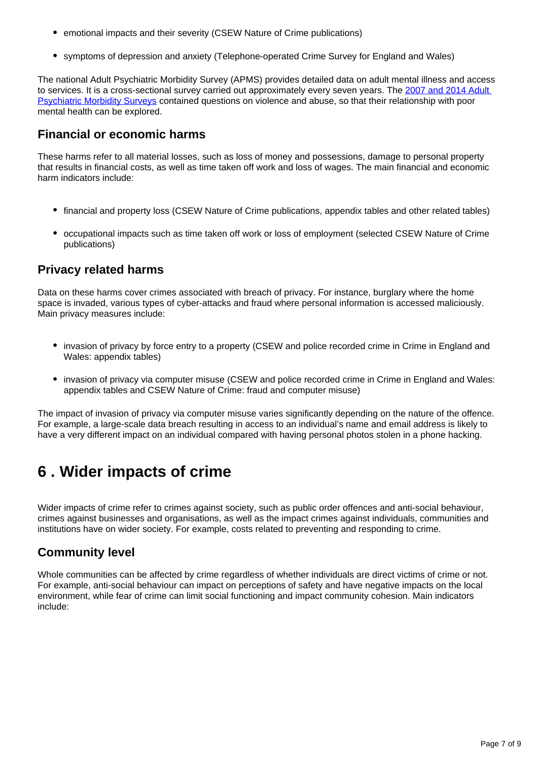- emotional impacts and their severity (CSEW Nature of Crime publications)
- symptoms of depression and anxiety (Telephone-operated Crime Survey for England and Wales)

The national Adult Psychiatric Morbidity Survey (APMS) provides detailed data on adult mental illness and access to services. It is a cross-sectional survey carried out approximately every seven years. The 2007 and 2014 Adult Psychiatric Morbidity Surveys contained questions on violence and abuse, so that their relationship with poor mental health can be explored.

### Financial or economic harms

These harms refer to all material losses, such as loss of money and possessions, damage to personal property that results in financial costs, as well as time taken off work and loss of wages. The main financial and economic harm indicators include:

- financial and property loss (CSEW Nature of Crime publications, appendix tables and other related tables)
- occupational impacts such as time taken off work or loss of employment (selected CSEW Nature of Crime publications)

### Privacy related harms

Data on these harms cover crimes associated with breach of privacy. For instance, burglary where the home space is invaded, various types of cyber-attacks and fraud where personal information is accessed maliciously. Main privacy measures include:

- invasion of privacy by force entry to a property (CSEW and police recorded crime in Crime in England and Wales: appendix tables)
- invasion of privacy via computer misuse (CSEW and police recorded crime in Crime in England and Wales: appendix tables and CSEW Nature of Crime: fraud and computer misuse)

The impact of invasion of privacy via computer misuse varies significantly depending on the nature of the offence. For example, a large-scale data breach resulting in access to an individual's name and email address is likely to have a very different impact on an individual compared with having personal photos stolen in a phone hacking.

## 6 . Wider impacts of crime

Wider impacts of crime refer to crimes against society, such as public order offences and anti-social behaviour, crimes against businesses and organisations, as well as the impact crimes against individuals, communities and institutions have on wider society. For example, costs related to preventing and responding to crime.

### Community level

Whole communities can be affected by crime regardless of whether individuals are direct victims of crime or not. For example, anti-social behaviour can impact on perceptions of safety and have negative impacts on the local environment, while fear of crime can limit social functioning and impact community cohesion. Main indicators include: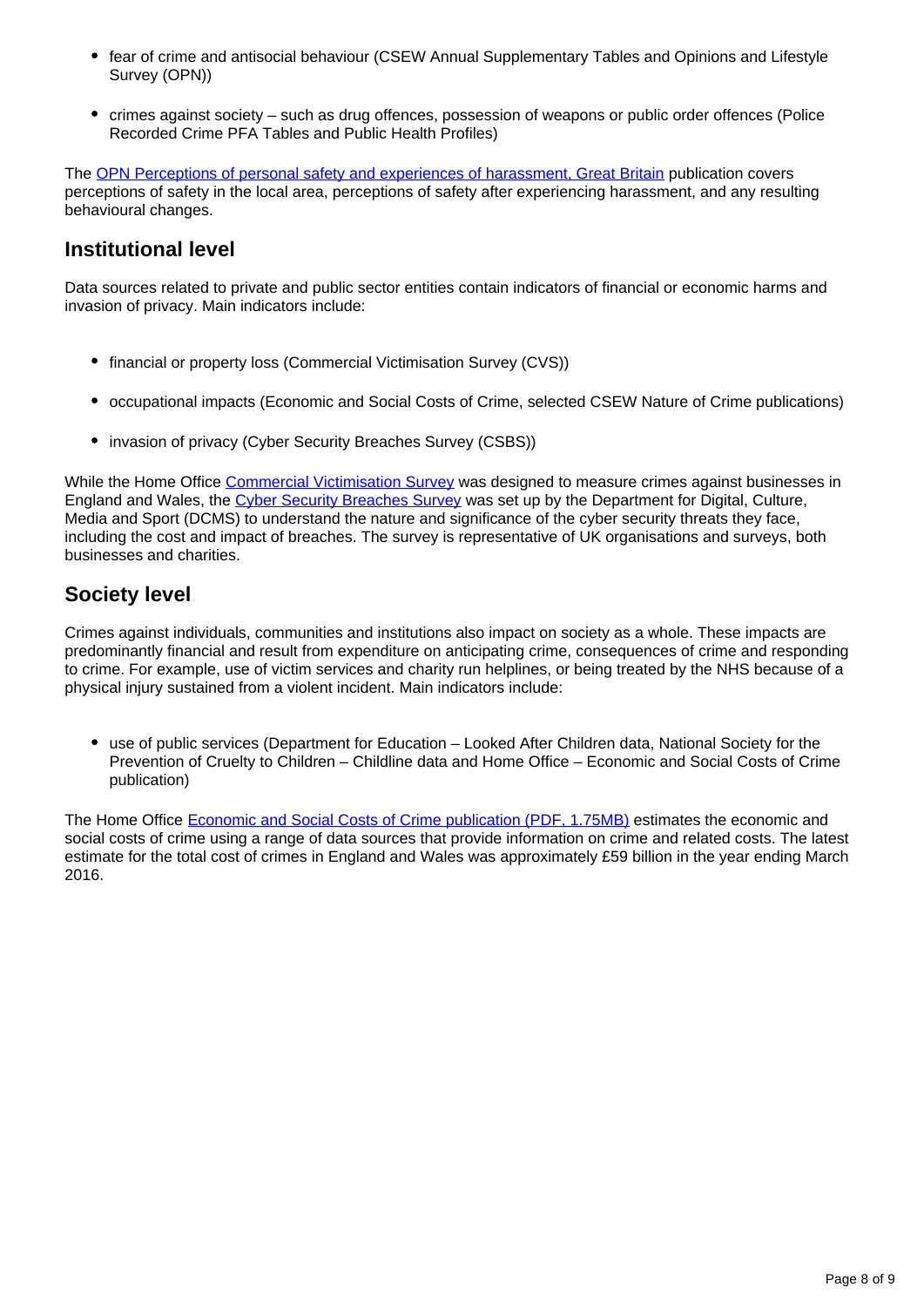- fear of crime and antisocial behaviour (CSEW Annual Supplementary Tables and Opinions and Lifestyle Survey (OPN))
- crimes against society – such as drug offences, possession of weapons or public order offences (Police Recorded Crime PFA Tables and Public Health Profiles)

The OPN Perceptions of personal safety and experiences of harassment, Great Britain publication covers perceptions of safety in the local area, perceptions of safety after experiencing harassment, and any resulting behavioural changes.

## Institutional level

Data sources related to private and public sector entities contain indicators of financial or economic harms and invasion of privacy. Main indicators include:

- financial or property loss (Commercial Victimisation Survey (CVS))
- occupational impacts (Economic and Social Costs of Crime, selected CSEW Nature of Crime publications)
- invasion of privacy (Cyber Security Breaches Survey (CSBS))

While the Home Office Commercial Victimisation Survey was designed to measure crimes against businesses in England and Wales, the Cyber Security Breaches Survey was set up by the Department for Digital, Culture, Media and Sport (DCMS) to understand the nature and significance of the cyber security threats they face, including the cost and impact of breaches. The survey is representative of UK organisations and surveys, both businesses and charities.

## Society level

Crimes against individuals, communities and institutions also impact on society as a whole. These impacts are predominantly financial and result from expenditure on anticipating crime, consequences of crime and responding to crime. For example, use of victim services and charity run helplines, or being treated by the NHS because of a physical injury sustained from a violent incident. Main indicators include:

- use of public services (Department for Education – Looked After Children data, National Society for the Prevention of Cruelty to Children – Childline data and Home Office – Economic and Social Costs of Crime publication)

The Home Office Economic and Social Costs of Crime publication (PDF, 1.75MB) estimates the economic and social costs of crime using a range of data sources that provide information on crime and related costs. The latest estimate for the total cost of crimes in England and Wales was approximately £59 billion in the year ending March 2016.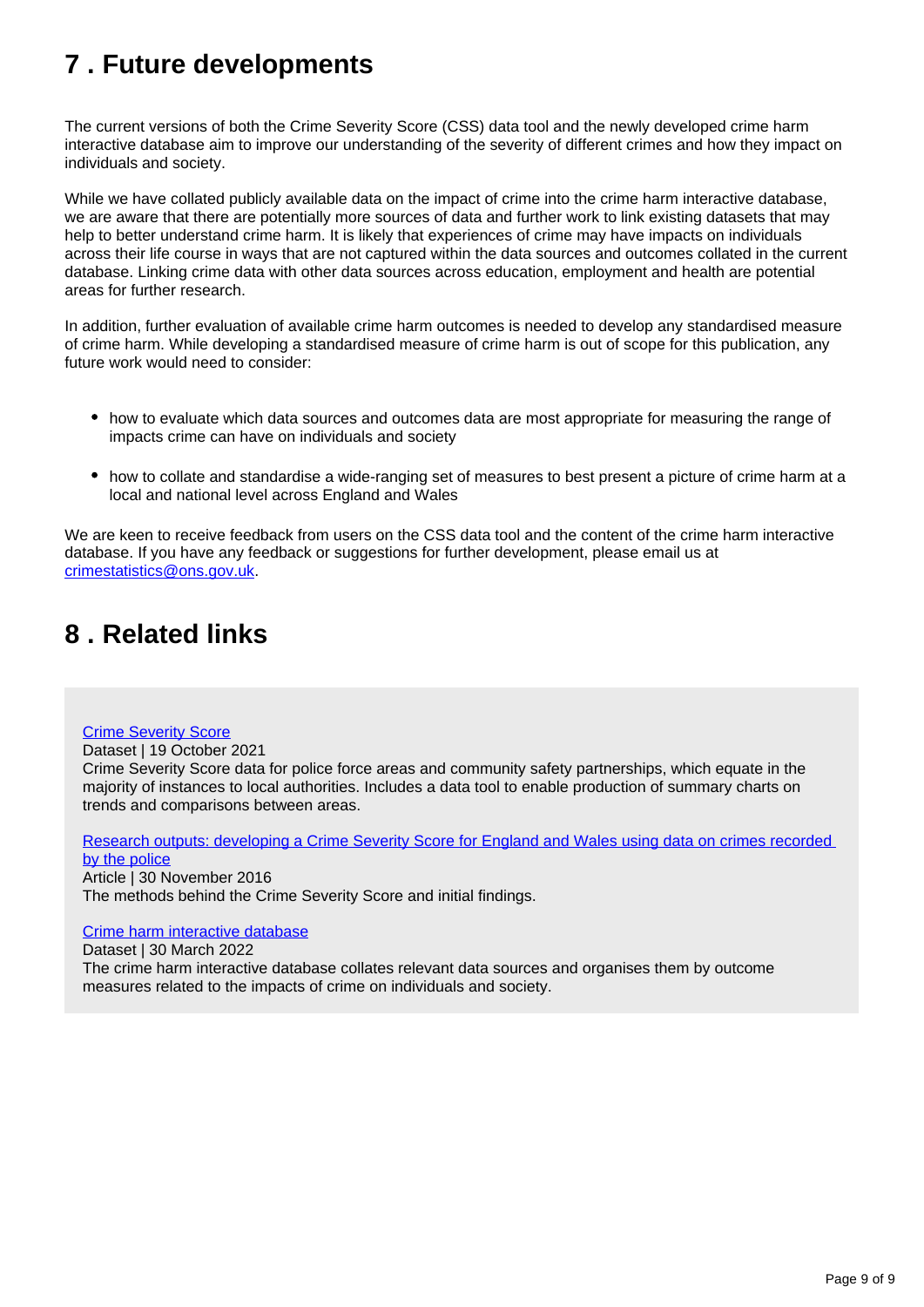## 7 . Future developments

The current versions of both the Crime Severity Score (CSS) data tool and the newly developed crime harm interactive database aim to improve our understanding of the severity of different crimes and how they impact on individuals and society.

While we have collated publicly available data on the impact of crime into the crime harm interactive database, we are aware that there are potentially more sources of data and further work to link existing datasets that may help to better understand crime harm. It is likely that experiences of crime may have impacts on individuals across their life course in ways that are not captured within the data sources and outcomes collated in the current database. Linking crime data with other data sources across education, employment and health are potential areas for further research.

In addition, further evaluation of available crime harm outcomes is needed to develop any standardised measure of crime harm. While developing a standardised measure of crime harm is out of scope for this publication, any future work would need to consider:

- how to evaluate which data sources and outcomes data are most appropriate for measuring the range of impacts crime can have on individuals and society
- how to collate and standardise a wide-ranging set of measures to best present a picture of crime harm at a local and national level across England and Wales

We are keen to receive feedback from users on the CSS data tool and the content of the crime harm interactive database. If you have any feedback or suggestions for further development, please email us at crimestatistics@ons.gov.uk.

## 8 . Related links

Crime Severity Score
Dataset | 19 October 2021
Crime Severity Score data for police force areas and community safety partnerships, which equate in the majority of instances to local authorities. Includes a data tool to enable production of summary charts on trends and comparisons between areas.

Research outputs: developing a Crime Severity Score for England and Wales using data on crimes recorded by the police
Article | 30 November 2016
The methods behind the Crime Severity Score and initial findings.

Crime harm interactive database
Dataset | 30 March 2022
The crime harm interactive database collates relevant data sources and organises them by outcome measures related to the impacts of crime on individuals and society.